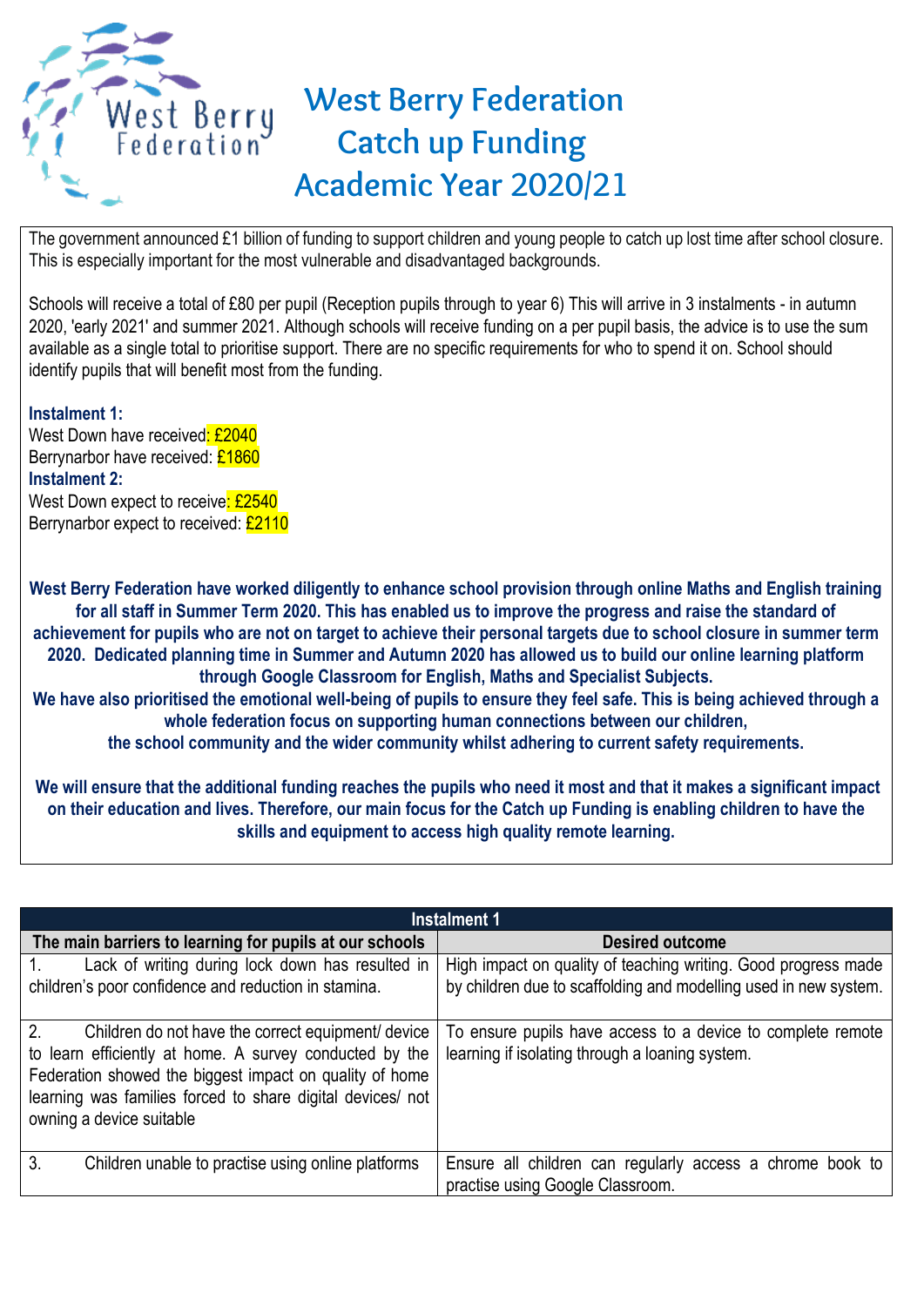# West Berry Federation Catch up Funding Academic Year 2020/21

The government announced £1 billion of funding to support children and young people to catch up lost time after school closure. This is especially important for the most vulnerable and disadvantaged backgrounds.

Schools will receive a total of £80 per pupil (Reception pupils through to year 6) This will arrive in 3 instalments - in autumn 2020, 'early 2021' and summer 2021. Although schools will receive funding on a per pupil basis, the advice is to use the sum available as a single total to prioritise support. There are no specific requirements for who to spend it on. School should identify pupils that will benefit most from the funding.

**Instalment 1:**
West Down have received: £2040
Berrynarbor have received: £1860
**Instalment 2:**
West Down expect to receive: £2540
Berrynarbor expect to received: £2110

**West Berry Federation have worked diligently to enhance school provision through online Maths and English training for all staff in Summer Term 2020. This has enabled us to improve the progress and raise the standard of achievement for pupils who are not on target to achieve their personal targets due to school closure in summer term 2020. Dedicated planning time in Summer and Autumn 2020 has allowed us to build our online learning platform through Google Classroom for English, Maths and Specialist Subjects.**
**We have also prioritised the emotional well-being of pupils to ensure they feel safe. This is being achieved through a whole federation focus on supporting human connections between our children, the school community and the wider community whilst adhering to current safety requirements.**

**We will ensure that the additional funding reaches the pupils who need it most and that it makes a significant impact on their education and lives. Therefore, our main focus for the Catch up Funding is enabling children to have the skills and equipment to access high quality remote learning.**

| Instalment 1 | |
|---|---|
| **The main barriers to learning for pupils at our schools** | **Desired outcome** |
| 1. Lack of writing during lock down has resulted in children's poor confidence and reduction in stamina. | High impact on quality of teaching writing. Good progress made by children due to scaffolding and modelling used in new system. |
| 2. Children do not have the correct equipment/ device to learn efficiently at home. A survey conducted by the Federation showed the biggest impact on quality of home learning was families forced to share digital devices/ not owning a device suitable | To ensure pupils have access to a device to complete remote learning if isolating through a loaning system. |
| 3. Children unable to practise using online platforms | Ensure all children can regularly access a chrome book to practise using Google Classroom. |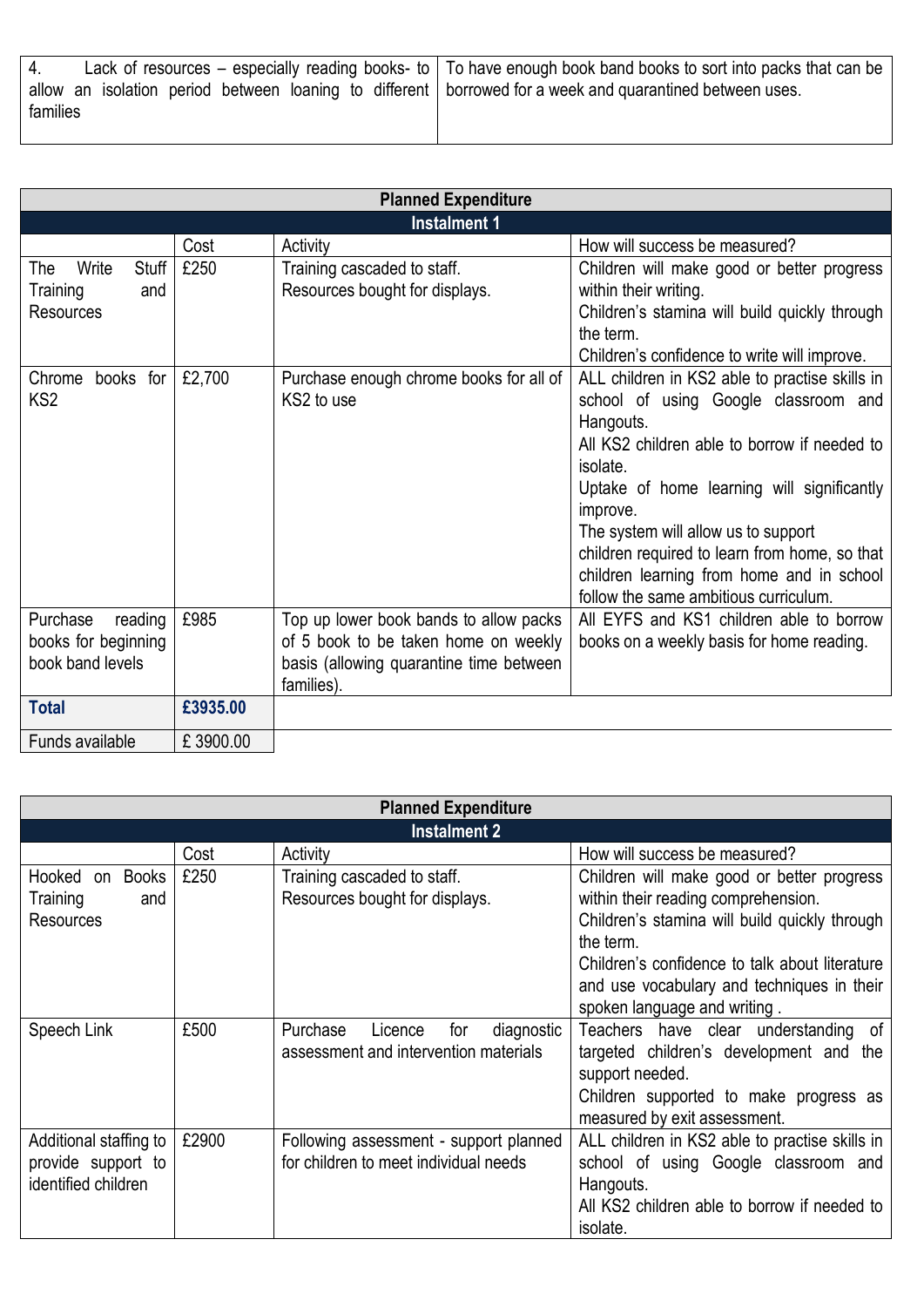| 4. Lack of resources – especially reading books- to allow an isolation period between loaning to different families | To have enough book band books to sort into packs that can be borrowed for a week and quarantined between uses. |
|---|---|

| **Planned Expenditure** | | | |
|---|---|---|---|
| **Instalment 1** | | | |
| | Cost | Activity | How will success be measured? |
| The Write Stuff Training and Resources | £250 | Training cascaded to staff.<br>Resources bought for displays. | Children will make good or better progress within their writing.<br>Children's stamina will build quickly through the term.<br>Children's confidence to write will improve. |
| Chrome books for KS2 | £2,700 | Purchase enough chrome books for all of KS2 to use | ALL children in KS2 able to practise skills in school of using Google classroom and Hangouts.<br>All KS2 children able to borrow if needed to isolate.<br>Uptake of home learning will significantly improve.<br>The system will allow us to support children required to learn from home, so that children learning from home and in school follow the same ambitious curriculum. |
| Purchase reading books for beginning book band levels | £985 | Top up lower book bands to allow packs of 5 book to be taken home on weekly basis (allowing quarantine time between families). | All EYFS and KS1 children able to borrow books on a weekly basis for home reading. |
| **Total** | **£3935.00** | | |
| Funds available | £ 3900.00 | | |

| **Planned Expenditure** | | | |
|---|---|---|---|
| **Instalment 2** | | | |
| | Cost | Activity | How will success be measured? |
| Hooked on Books Training and Resources | £250 | Training cascaded to staff.<br>Resources bought for displays. | Children will make good or better progress within their reading comprehension.<br>Children's stamina will build quickly through the term.<br>Children's confidence to talk about literature and use vocabulary and techniques in their spoken language and writing . |
| Speech Link | £500 | Purchase Licence for diagnostic assessment and intervention materials | Teachers have clear understanding of targeted children's development and the support needed.<br>Children supported to make progress as measured by exit assessment. |
| Additional staffing to provide support to identified children | £2900 | Following assessment - support planned for children to meet individual needs | ALL children in KS2 able to practise skills in school of using Google classroom and Hangouts.<br>All KS2 children able to borrow if needed to isolate. |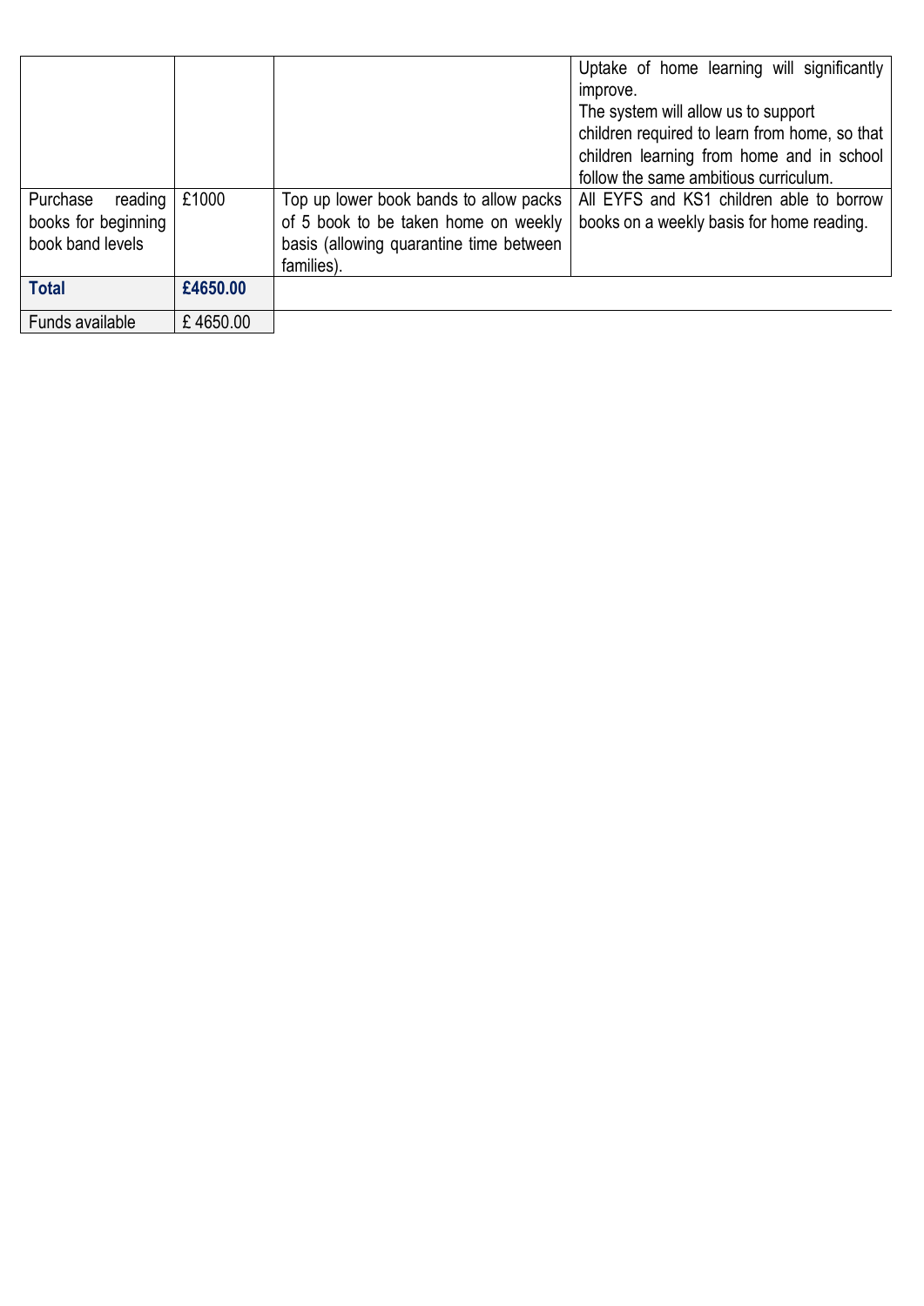| | | | |
|---|---|---|---|
| | | | Uptake of home learning will significantly improve.<br>The system will allow us to support children required to learn from home, so that children learning from home and in school follow the same ambitious curriculum. |
| Purchase reading books for beginning book band levels | £1000 | Top up lower book bands to allow packs of 5 book to be taken home on weekly basis (allowing quarantine time between families). | All EYFS and KS1 children able to borrow books on a weekly basis for home reading. |
| **Total** | **£4650.00** | | |
| Funds available | £ 4650.00 | | |